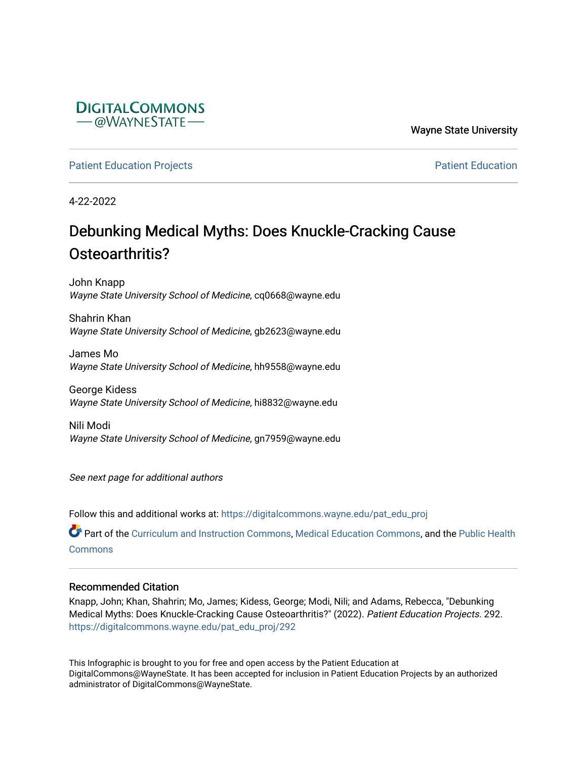DigitalCommons @WayneState

Wayne State University

Patient Education Projects

Patient Education

4-22-2022

# Debunking Medical Myths: Does Knuckle-Cracking Cause Osteoarthritis?

John Knapp
*Wayne State University School of Medicine*, cq0668@wayne.edu

Shahrin Khan
*Wayne State University School of Medicine*, gb2623@wayne.edu

James Mo
*Wayne State University School of Medicine*, hh9558@wayne.edu

George Kidess
*Wayne State University School of Medicine*, hi8832@wayne.edu

Nili Modi
*Wayne State University School of Medicine*, gn7959@wayne.edu

*See next page for additional authors*

Follow this and additional works at: https://digitalcommons.wayne.edu/pat_edu_proj

Part of the Curriculum and Instruction Commons, Medical Education Commons, and the Public Health Commons

## Recommended Citation

Knapp, John; Khan, Shahrin; Mo, James; Kidess, George; Modi, Nili; and Adams, Rebecca, "Debunking Medical Myths: Does Knuckle-Cracking Cause Osteoarthritis?" (2022). *Patient Education Projects*. 292.
https://digitalcommons.wayne.edu/pat_edu_proj/292

This Infographic is brought to you for free and open access by the Patient Education at DigitalCommons@WayneState. It has been accepted for inclusion in Patient Education Projects by an authorized administrator of DigitalCommons@WayneState.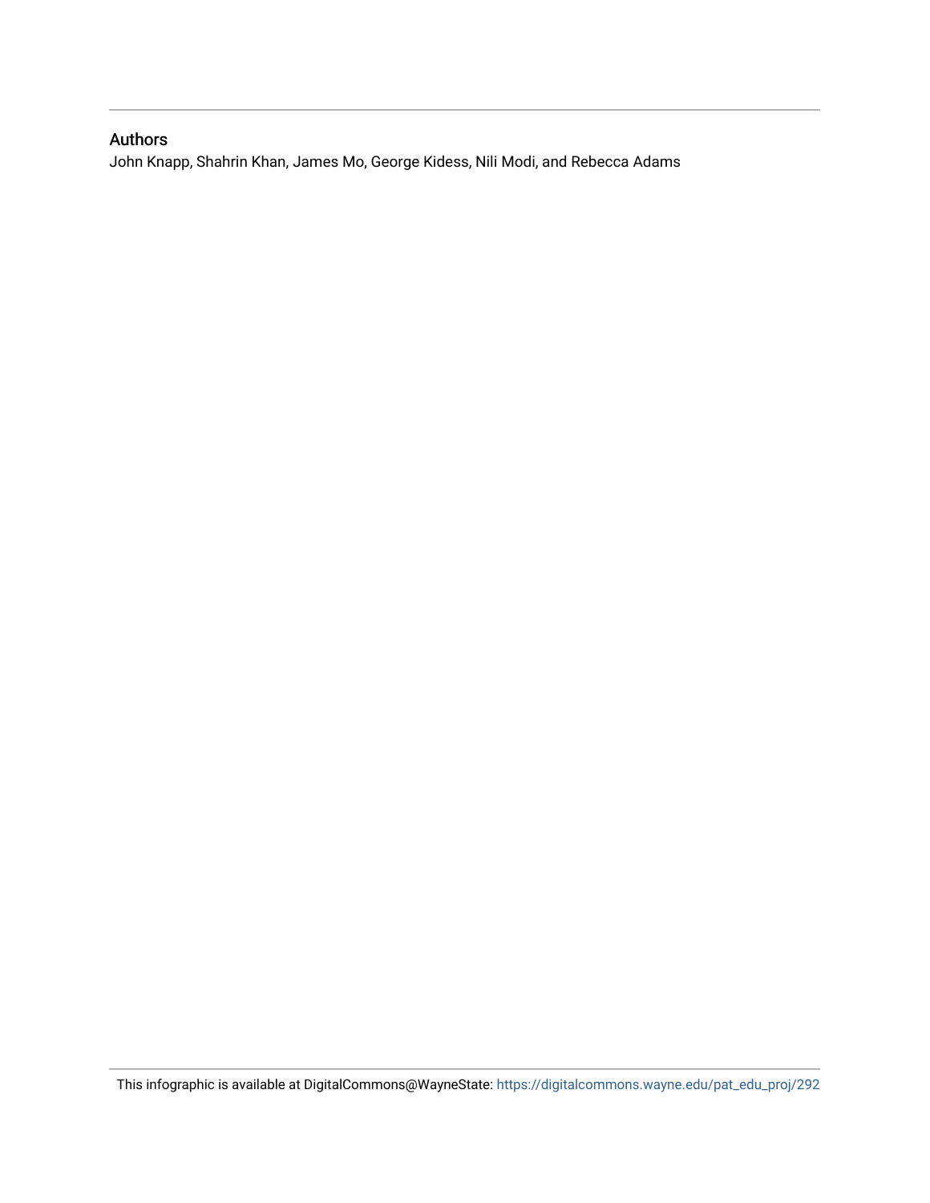## Authors

John Knapp, Shahrin Khan, James Mo, George Kidess, Nili Modi, and Rebecca Adams

This infographic is available at DigitalCommons@WayneState: https://digitalcommons.wayne.edu/pat_edu_proj/292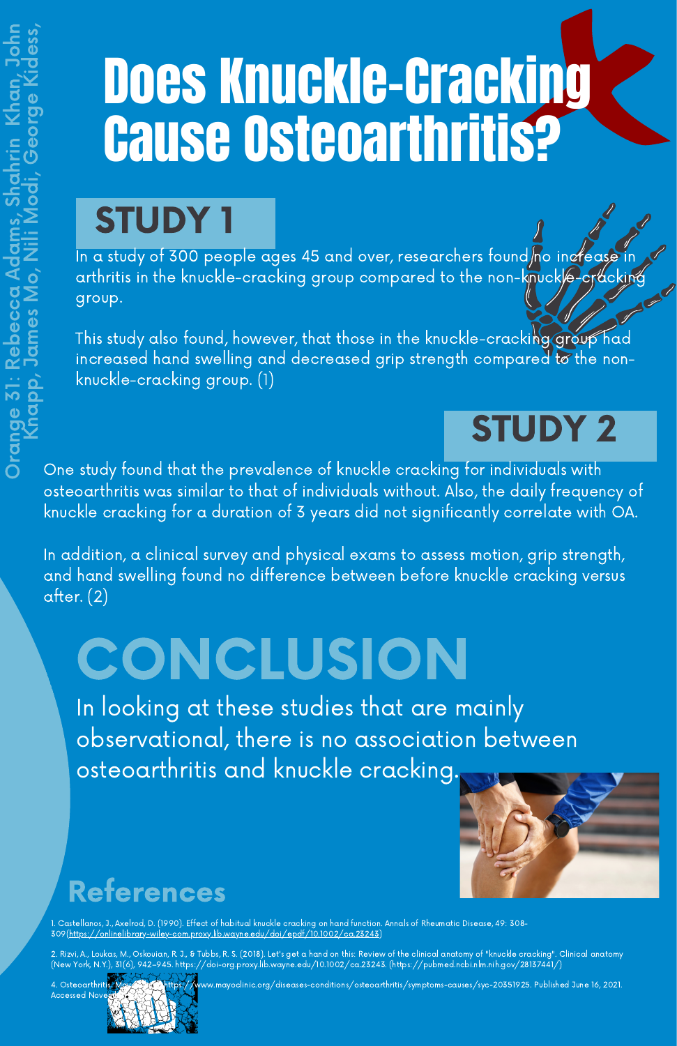Orange 31: Rebecca Adams, Shahrin Khan, John Knapp, James Mo, Nili Modi, George Kidess,

# Does Knuckle-Cracking Cause Osteoarthritis?

## STUDY 1

In a study of 300 people ages 45 and over, researchers found no increase in arthritis in the knuckle-cracking group compared to the non-knuckle-cracking group.

This study also found, however, that those in the knuckle-cracking group had increased hand swelling and decreased grip strength compared to the non-knuckle-cracking group. (1)

## STUDY 2

One study found that the prevalence of knuckle cracking for individuals with osteoarthritis was similar to that of individuals without. Also, the daily frequency of knuckle cracking for a duration of 3 years did not significantly correlate with OA.

In addition, a clinical survey and physical exams to assess motion, grip strength, and hand swelling found no difference between before knuckle cracking versus after. (2)

# CONCLUSION

In looking at these studies that are mainly observational, there is no association between osteoarthritis and knuckle cracking.

## References

1. Castellanos, J., Axelrod, D. (1990). Effect of habitual knuckle cracking on hand function. Annals of Rheumatic Disease, 49: 308-309(https://onlinelibrary-wiley-com.proxy.lib.wayne.edu/doi/epdf/10.1002/ca.23243)

2. Rizvi, A., Loukas, M., Oskouian, R. J., & Tubbs, R. S. (2018). Let's get a hand on this: Review of the clinical anatomy of "knuckle cracking". Clinical anatomy (New York, N.Y.), 31(6), 942–945. https://doi-org.proxy.lib.wayne.edu/10.1002/ca.23243. (https://pubmed.ncbi.nlm.nih.gov/28137441/)

4. Osteoarthritis. Mayo ... https://www.mayoclinic.org/diseases-conditions/osteoarthritis/symptoms-causes/syc-20351925. Published June 16, 2021. Accessed Nove...